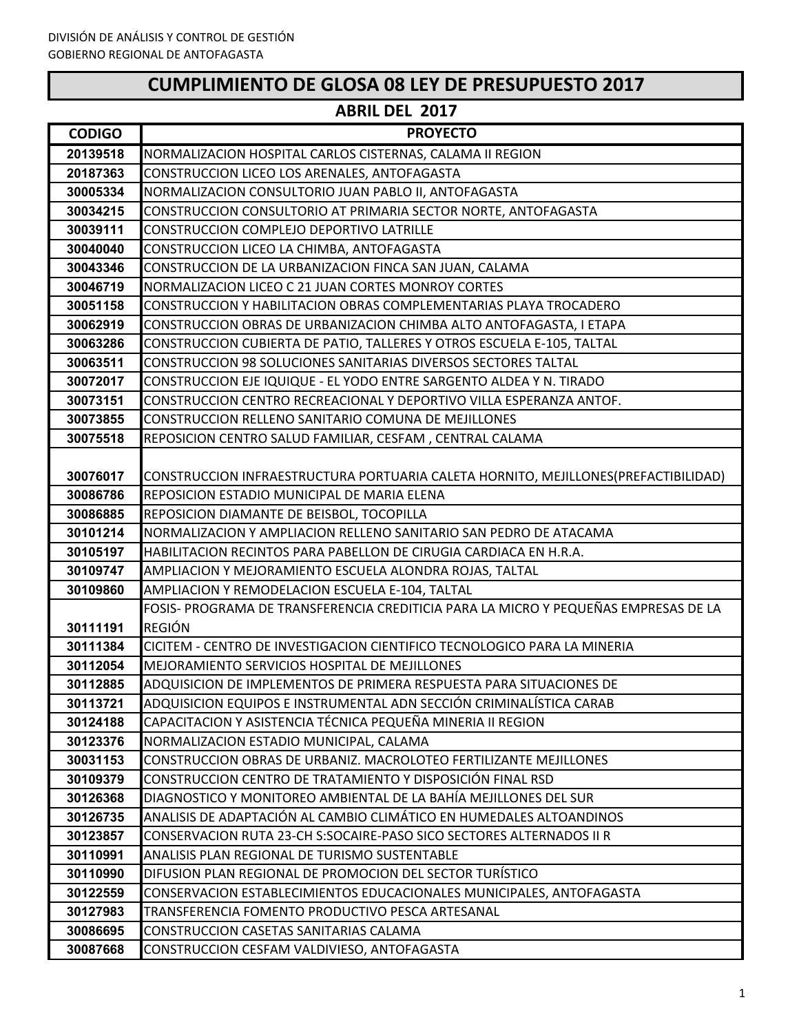DIVISIÓN DE ANÁLISIS Y CONTROL DE GESTIÓN

GOBIERNO REGIONAL DE ANTOFAGASTA

# CUMPLIMIENTO DE GLOSA 08 LEY DE PRESUPUESTO 2017

## ABRIL DEL 2017

| CODIGO | PROYECTO |
|---|---|
| 20139518 | NORMALIZACION HOSPITAL CARLOS CISTERNAS, CALAMA II REGION |
| 20187363 | CONSTRUCCION LICEO LOS ARENALES, ANTOFAGASTA |
| 30005334 | NORMALIZACION CONSULTORIO JUAN PABLO II, ANTOFAGASTA |
| 30034215 | CONSTRUCCION CONSULTORIO AT PRIMARIA SECTOR NORTE, ANTOFAGASTA |
| 30039111 | CONSTRUCCION COMPLEJO DEPORTIVO LATRILLE |
| 30040040 | CONSTRUCCION LICEO LA CHIMBA, ANTOFAGASTA |
| 30043346 | CONSTRUCCION DE LA URBANIZACION FINCA SAN JUAN, CALAMA |
| 30046719 | NORMALIZACION LICEO C 21 JUAN CORTES MONROY CORTES |
| 30051158 | CONSTRUCCION Y HABILITACION OBRAS COMPLEMENTARIAS PLAYA TROCADERO |
| 30062919 | CONSTRUCCION OBRAS DE URBANIZACION CHIMBA ALTO ANTOFAGASTA, I ETAPA |
| 30063286 | CONSTRUCCION CUBIERTA DE PATIO, TALLERES Y OTROS ESCUELA E-105, TALTAL |
| 30063511 | CONSTRUCCION 98 SOLUCIONES SANITARIAS DIVERSOS SECTORES TALTAL |
| 30072017 | CONSTRUCCION EJE IQUIQUE - EL YODO ENTRE SARGENTO ALDEA Y N. TIRADO |
| 30073151 | CONSTRUCCION CENTRO RECREACIONAL Y DEPORTIVO VILLA ESPERANZA ANTOF. |
| 30073855 | CONSTRUCCION RELLENO SANITARIO COMUNA DE MEJILLONES |
| 30075518 | REPOSICION CENTRO SALUD FAMILIAR, CESFAM , CENTRAL CALAMA |
| 30076017 | CONSTRUCCION INFRAESTRUCTURA PORTUARIA CALETA HORNITO, MEJILLONES(PREFACTIBILIDAD) |
| 30086786 | REPOSICION ESTADIO MUNICIPAL DE MARIA ELENA |
| 30086885 | REPOSICION DIAMANTE DE BEISBOL, TOCOPILLA |
| 30101214 | NORMALIZACION Y AMPLIACION RELLENO SANITARIO SAN PEDRO DE ATACAMA |
| 30105197 | HABILITACION RECINTOS PARA PABELLON DE CIRUGIA CARDIACA EN H.R.A. |
| 30109747 | AMPLIACION Y MEJORAMIENTO ESCUELA ALONDRA ROJAS, TALTAL |
| 30109860 | AMPLIACION Y REMODELACION ESCUELA E-104, TALTAL |
| 30111191 | FOSIS- PROGRAMA DE TRANSFERENCIA CREDITICIA PARA LA MICRO Y PEQUEÑAS EMPRESAS DE LA REGIÓN |
| 30111384 | CICITEM - CENTRO DE INVESTIGACION CIENTIFICO TECNOLOGICO PARA LA MINERIA |
| 30112054 | MEJORAMIENTO SERVICIOS HOSPITAL DE MEJILLONES |
| 30112885 | ADQUISICION DE IMPLEMENTOS DE PRIMERA RESPUESTA PARA SITUACIONES DE |
| 30113721 | ADQUISICION EQUIPOS E INSTRUMENTAL ADN SECCIÓN CRIMINALÍSTICA CARAB |
| 30124188 | CAPACITACION Y ASISTENCIA TÉCNICA PEQUEÑA MINERIA II REGION |
| 30123376 | NORMALIZACION ESTADIO MUNICIPAL, CALAMA |
| 30031153 | CONSTRUCCION OBRAS DE URBANIZ. MACROLOTEO FERTILIZANTE MEJILLONES |
| 30109379 | CONSTRUCCION CENTRO DE TRATAMIENTO Y DISPOSICIÓN FINAL RSD |
| 30126368 | DIAGNOSTICO Y MONITOREO AMBIENTAL DE LA BAHÍA MEJILLONES DEL SUR |
| 30126735 | ANALISIS DE ADAPTACIÓN AL CAMBIO CLIMÁTICO EN HUMEDALES ALTOANDINOS |
| 30123857 | CONSERVACION RUTA 23-CH S:SOCAIRE-PASO SICO SECTORES ALTERNADOS II R |
| 30110991 | ANALISIS PLAN REGIONAL DE TURISMO SUSTENTABLE |
| 30110990 | DIFUSION PLAN REGIONAL DE PROMOCION DEL SECTOR TURÍSTICO |
| 30122559 | CONSERVACION ESTABLECIMIENTOS EDUCACIONALES MUNICIPALES, ANTOFAGASTA |
| 30127983 | TRANSFERENCIA FOMENTO PRODUCTIVO PESCA ARTESANAL |
| 30086695 | CONSTRUCCION CASETAS SANITARIAS CALAMA |
| 30087668 | CONSTRUCCION CESFAM VALDIVIESO, ANTOFAGASTA |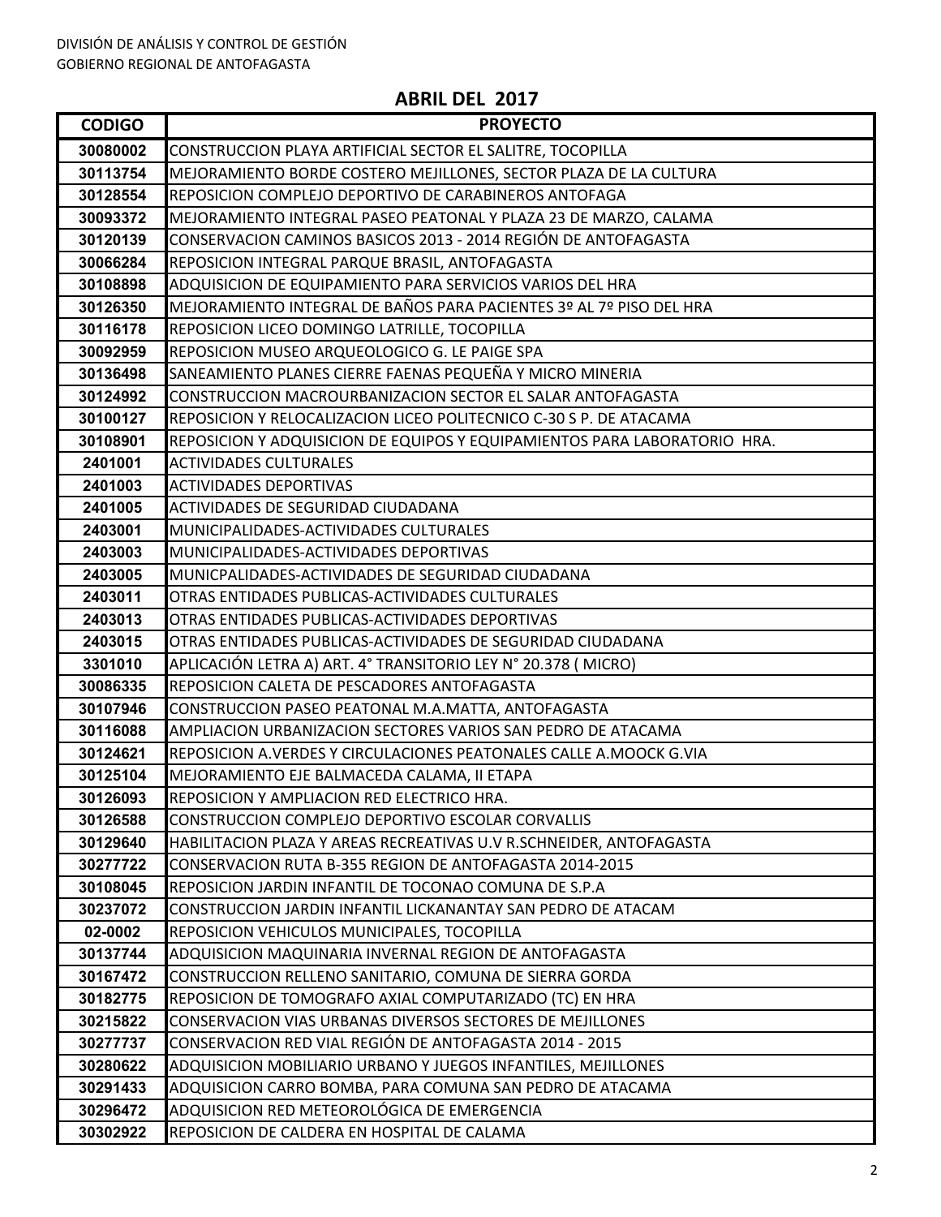DIVISIÓN DE ANÁLISIS Y CONTROL DE GESTIÓN
GOBIERNO REGIONAL DE ANTOFAGASTA

## ABRIL DEL 2017

| CODIGO | PROYECTO |
|---|---|
| 30080002 | CONSTRUCCION PLAYA ARTIFICIAL SECTOR EL SALITRE, TOCOPILLA |
| 30113754 | MEJORAMIENTO BORDE COSTERO MEJILLONES, SECTOR PLAZA DE LA CULTURA |
| 30128554 | REPOSICION COMPLEJO DEPORTIVO DE CARABINEROS ANTOFAGA |
| 30093372 | MEJORAMIENTO INTEGRAL PASEO PEATONAL Y PLAZA 23 DE MARZO, CALAMA |
| 30120139 | CONSERVACION CAMINOS BASICOS 2013 - 2014 REGIÓN DE ANTOFAGASTA |
| 30066284 | REPOSICION INTEGRAL PARQUE BRASIL, ANTOFAGASTA |
| 30108898 | ADQUISICION DE EQUIPAMIENTO PARA SERVICIOS VARIOS DEL HRA |
| 30126350 | MEJORAMIENTO INTEGRAL DE BAÑOS PARA PACIENTES 3º AL 7º PISO DEL HRA |
| 30116178 | REPOSICION LICEO DOMINGO LATRILLE, TOCOPILLA |
| 30092959 | REPOSICION MUSEO ARQUEOLOGICO G. LE PAIGE SPA |
| 30136498 | SANEAMIENTO PLANES CIERRE FAENAS PEQUEÑA Y MICRO MINERIA |
| 30124992 | CONSTRUCCION MACROURBANIZACION SECTOR EL SALAR ANTOFAGASTA |
| 30100127 | REPOSICION Y RELOCALIZACION LICEO POLITECNICO C-30 S P. DE ATACAMA |
| 30108901 | REPOSICION Y ADQUISICION DE EQUIPOS Y EQUIPAMIENTOS PARA LABORATORIO HRA. |
| 2401001 | ACTIVIDADES CULTURALES |
| 2401003 | ACTIVIDADES DEPORTIVAS |
| 2401005 | ACTIVIDADES DE SEGURIDAD CIUDADANA |
| 2403001 | MUNICIPALIDADES-ACTIVIDADES CULTURALES |
| 2403003 | MUNICIPALIDADES-ACTIVIDADES DEPORTIVAS |
| 2403005 | MUNICPALIDADES-ACTIVIDADES DE SEGURIDAD CIUDADANA |
| 2403011 | OTRAS ENTIDADES PUBLICAS-ACTIVIDADES CULTURALES |
| 2403013 | OTRAS ENTIDADES PUBLICAS-ACTIVIDADES DEPORTIVAS |
| 2403015 | OTRAS ENTIDADES PUBLICAS-ACTIVIDADES DE SEGURIDAD CIUDADANA |
| 3301010 | APLICACIÓN LETRA A) ART. 4° TRANSITORIO LEY N° 20.378 ( MICRO) |
| 30086335 | REPOSICION CALETA DE PESCADORES ANTOFAGASTA |
| 30107946 | CONSTRUCCION PASEO PEATONAL M.A.MATTA, ANTOFAGASTA |
| 30116088 | AMPLIACION URBANIZACION SECTORES VARIOS SAN PEDRO DE ATACAMA |
| 30124621 | REPOSICION A.VERDES Y CIRCULACIONES PEATONALES CALLE A.MOOCK G.VIA |
| 30125104 | MEJORAMIENTO EJE BALMACEDA CALAMA, II ETAPA |
| 30126093 | REPOSICION Y AMPLIACION RED ELECTRICO HRA. |
| 30126588 | CONSTRUCCION COMPLEJO DEPORTIVO ESCOLAR CORVALLIS |
| 30129640 | HABILITACION PLAZA Y AREAS RECREATIVAS U.V R.SCHNEIDER, ANTOFAGASTA |
| 30277722 | CONSERVACION RUTA B-355 REGION DE ANTOFAGASTA 2014-2015 |
| 30108045 | REPOSICION JARDIN INFANTIL DE TOCONAO COMUNA DE S.P.A |
| 30237072 | CONSTRUCCION JARDIN INFANTIL LICKANANTAY SAN PEDRO DE ATACAM |
| 02-0002 | REPOSICION VEHICULOS MUNICIPALES, TOCOPILLA |
| 30137744 | ADQUISICION MAQUINARIA INVERNAL REGION DE ANTOFAGASTA |
| 30167472 | CONSTRUCCION RELLENO SANITARIO, COMUNA DE SIERRA GORDA |
| 30182775 | REPOSICION DE TOMOGRAFO AXIAL COMPUTARIZADO (TC) EN HRA |
| 30215822 | CONSERVACION VIAS URBANAS DIVERSOS SECTORES DE MEJILLONES |
| 30277737 | CONSERVACION RED VIAL REGIÓN DE ANTOFAGASTA 2014 - 2015 |
| 30280622 | ADQUISICION MOBILIARIO URBANO Y JUEGOS INFANTILES, MEJILLONES |
| 30291433 | ADQUISICION CARRO BOMBA, PARA COMUNA SAN PEDRO DE ATACAMA |
| 30296472 | ADQUISICION RED METEOROLÓGICA DE EMERGENCIA |
| 30302922 | REPOSICION DE CALDERA EN HOSPITAL DE CALAMA |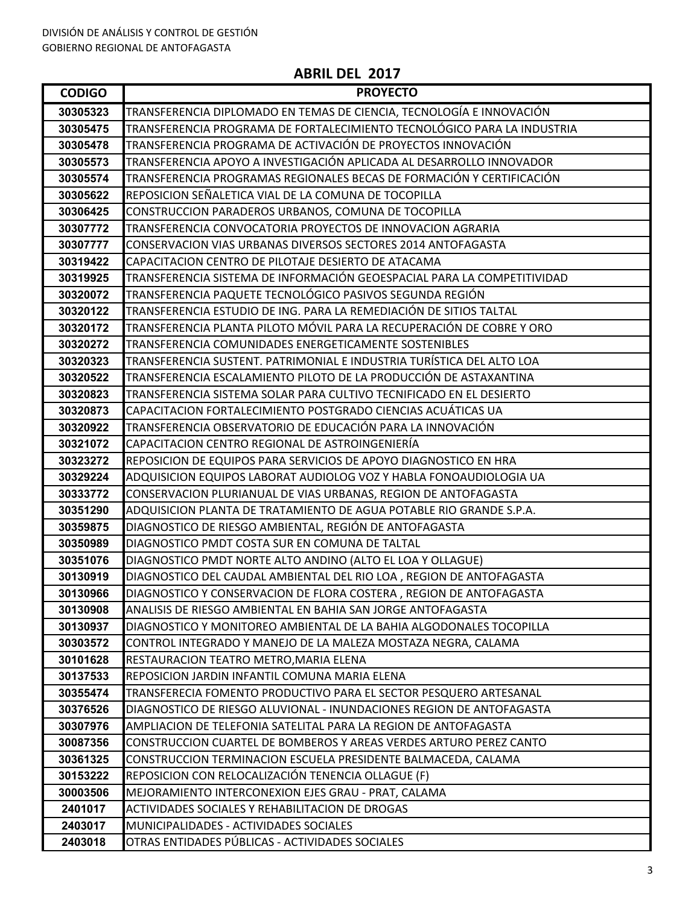DIVISIÓN DE ANÁLISIS Y CONTROL DE GESTIÓN
GOBIERNO REGIONAL DE ANTOFAGASTA

## ABRIL DEL 2017

| CODIGO | PROYECTO |
|---|---|
| 30305323 | TRANSFERENCIA DIPLOMADO EN TEMAS DE CIENCIA, TECNOLOGÍA E INNOVACIÓN |
| 30305475 | TRANSFERENCIA PROGRAMA DE FORTALECIMIENTO TECNOLÓGICO PARA LA INDUSTRIA |
| 30305478 | TRANSFERENCIA PROGRAMA DE ACTIVACIÓN DE PROYECTOS INNOVACIÓN |
| 30305573 | TRANSFERENCIA APOYO A INVESTIGACIÓN APLICADA AL DESARROLLO INNOVADOR |
| 30305574 | TRANSFERENCIA PROGRAMAS REGIONALES BECAS DE FORMACIÓN Y CERTIFICACIÓN |
| 30305622 | REPOSICION SEÑALETICA VIAL DE LA COMUNA DE TOCOPILLA |
| 30306425 | CONSTRUCCION PARADEROS URBANOS, COMUNA DE TOCOPILLA |
| 30307772 | TRANSFERENCIA CONVOCATORIA PROYECTOS DE INNOVACION AGRARIA |
| 30307777 | CONSERVACION VIAS URBANAS DIVERSOS SECTORES 2014 ANTOFAGASTA |
| 30319422 | CAPACITACION CENTRO DE PILOTAJE DESIERTO DE ATACAMA |
| 30319925 | TRANSFERENCIA SISTEMA DE INFORMACIÓN GEOESPACIAL PARA LA COMPETITIVIDAD |
| 30320072 | TRANSFERENCIA PAQUETE TECNOLÓGICO PASIVOS SEGUNDA REGIÓN |
| 30320122 | TRANSFERENCIA ESTUDIO DE ING. PARA LA REMEDIACIÓN DE SITIOS TALTAL |
| 30320172 | TRANSFERENCIA PLANTA PILOTO MÓVIL PARA LA RECUPERACIÓN DE COBRE Y ORO |
| 30320272 | TRANSFERENCIA COMUNIDADES ENERGETICAMENTE SOSTENIBLES |
| 30320323 | TRANSFERENCIA SUSTENT. PATRIMONIAL E INDUSTRIA TURÍSTICA DEL ALTO LOA |
| 30320522 | TRANSFERENCIA ESCALAMIENTO PILOTO DE LA PRODUCCIÓN DE ASTAXANTINA |
| 30320823 | TRANSFERENCIA SISTEMA SOLAR PARA CULTIVO TECNIFICADO EN EL DESIERTO |
| 30320873 | CAPACITACION FORTALECIMIENTO POSTGRADO CIENCIAS ACUÁTICAS UA |
| 30320922 | TRANSFERENCIA OBSERVATORIO DE EDUCACIÓN PARA LA INNOVACIÓN |
| 30321072 | CAPACITACION CENTRO REGIONAL DE ASTROINGENIERÍA |
| 30323272 | REPOSICION DE EQUIPOS PARA SERVICIOS DE APOYO DIAGNOSTICO EN HRA |
| 30329224 | ADQUISICION EQUIPOS LABORAT AUDIOLOG VOZ Y HABLA FONOAUDIOLOGIA UA |
| 30333772 | CONSERVACION PLURIANUAL DE VIAS URBANAS, REGION DE ANTOFAGASTA |
| 30351290 | ADQUISICION PLANTA DE TRATAMIENTO DE AGUA POTABLE RIO GRANDE S.P.A. |
| 30359875 | DIAGNOSTICO DE RIESGO AMBIENTAL, REGIÓN DE ANTOFAGASTA |
| 30350989 | DIAGNOSTICO PMDT COSTA SUR EN COMUNA DE TALTAL |
| 30351076 | DIAGNOSTICO PMDT NORTE ALTO ANDINO (ALTO EL LOA Y OLLAGUE) |
| 30130919 | DIAGNOSTICO DEL CAUDAL AMBIENTAL DEL RIO LOA , REGION DE ANTOFAGASTA |
| 30130966 | DIAGNOSTICO Y CONSERVACION DE FLORA COSTERA , REGION DE ANTOFAGASTA |
| 30130908 | ANALISIS DE RIESGO AMBIENTAL EN BAHIA SAN JORGE ANTOFAGASTA |
| 30130937 | DIAGNOSTICO Y MONITOREO AMBIENTAL DE LA BAHIA ALGODONALES TOCOPILLA |
| 30303572 | CONTROL INTEGRADO Y MANEJO DE LA MALEZA MOSTAZA NEGRA, CALAMA |
| 30101628 | RESTAURACION TEATRO METRO,MARIA ELENA |
| 30137533 | REPOSICION JARDIN INFANTIL COMUNA MARIA ELENA |
| 30355474 | TRANSFERECIA FOMENTO PRODUCTIVO PARA EL SECTOR PESQUERO ARTESANAL |
| 30376526 | DIAGNOSTICO DE RIESGO ALUVIONAL - INUNDACIONES REGION DE ANTOFAGASTA |
| 30307976 | AMPLIACION DE TELEFONIA SATELITAL PARA LA REGION DE ANTOFAGASTA |
| 30087356 | CONSTRUCCION CUARTEL DE BOMBEROS Y AREAS VERDES ARTURO PEREZ CANTO |
| 30361325 | CONSTRUCCION TERMINACION ESCUELA PRESIDENTE BALMACEDA, CALAMA |
| 30153222 | REPOSICION CON RELOCALIZACIÓN TENENCIA OLLAGUE (F) |
| 30003506 | MEJORAMIENTO INTERCONEXION EJES GRAU - PRAT, CALAMA |
| 2401017 | ACTIVIDADES SOCIALES Y REHABILITACION DE DROGAS |
| 2403017 | MUNICIPALIDADES - ACTIVIDADES SOCIALES |
| 2403018 | OTRAS ENTIDADES PÚBLICAS - ACTIVIDADES SOCIALES |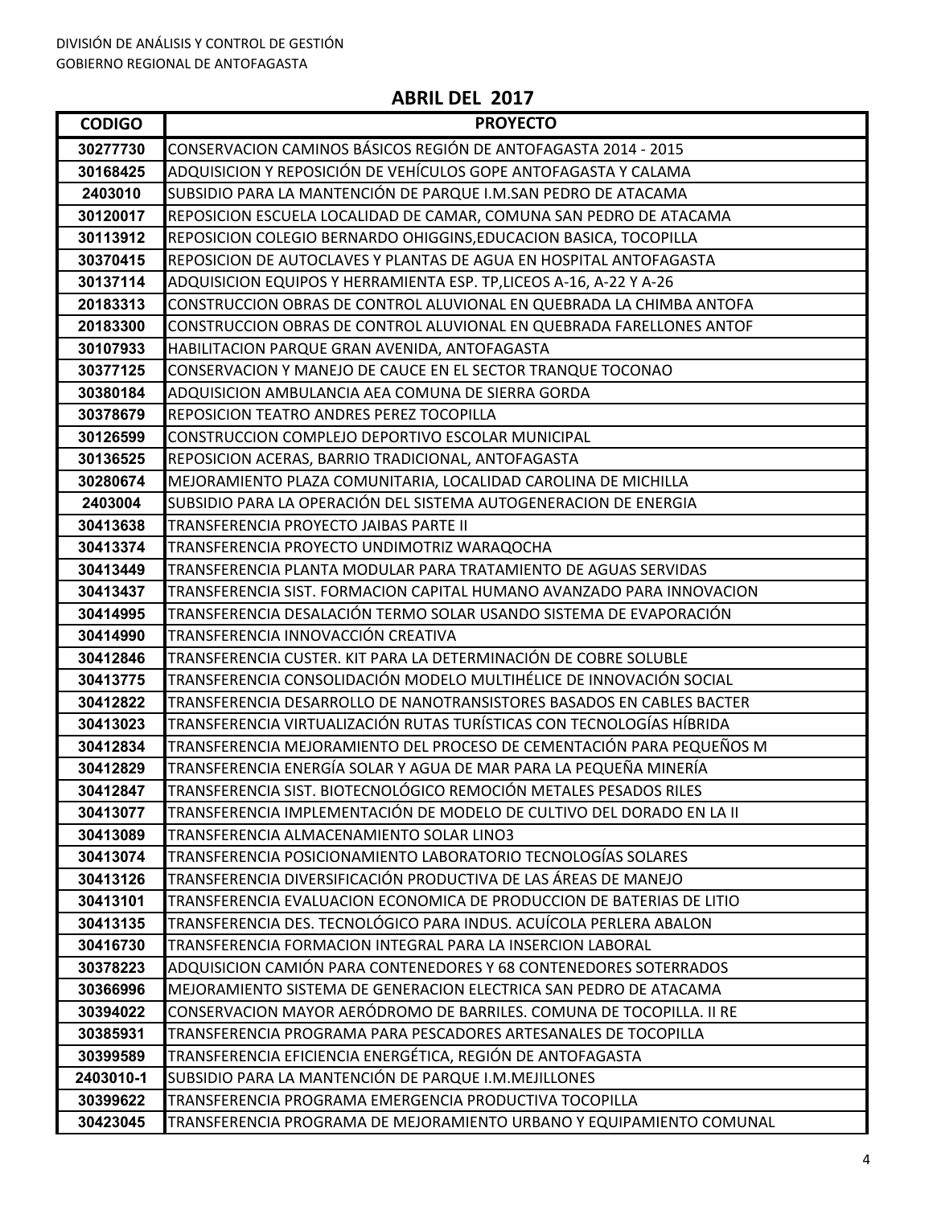DIVISIÓN DE ANÁLISIS Y CONTROL DE GESTIÓN
GOBIERNO REGIONAL DE ANTOFAGASTA

## ABRIL DEL 2017

| CODIGO | PROYECTO |
|---|---|
| 30277730 | CONSERVACION CAMINOS BÁSICOS REGIÓN DE ANTOFAGASTA 2014 - 2015 |
| 30168425 | ADQUISICION Y REPOSICIÓN DE VEHÍCULOS GOPE ANTOFAGASTA Y CALAMA |
| 2403010 | SUBSIDIO PARA LA MANTENCIÓN DE PARQUE I.M.SAN PEDRO DE ATACAMA |
| 30120017 | REPOSICION ESCUELA LOCALIDAD DE CAMAR, COMUNA SAN PEDRO DE ATACAMA |
| 30113912 | REPOSICION COLEGIO BERNARDO OHIGGINS,EDUCACION BASICA, TOCOPILLA |
| 30370415 | REPOSICION DE AUTOCLAVES Y PLANTAS DE AGUA EN HOSPITAL ANTOFAGASTA |
| 30137114 | ADQUISICION EQUIPOS Y HERRAMIENTA ESP. TP,LICEOS A-16, A-22 Y A-26 |
| 20183313 | CONSTRUCCION OBRAS DE CONTROL ALUVIONAL EN QUEBRADA LA CHIMBA ANTOFA |
| 20183300 | CONSTRUCCION OBRAS DE CONTROL ALUVIONAL EN QUEBRADA FARELLONES ANTOF |
| 30107933 | HABILITACION PARQUE GRAN AVENIDA, ANTOFAGASTA |
| 30377125 | CONSERVACION Y MANEJO DE CAUCE EN EL SECTOR TRANQUE TOCONAO |
| 30380184 | ADQUISICION AMBULANCIA AEA COMUNA DE SIERRA GORDA |
| 30378679 | REPOSICION TEATRO ANDRES PEREZ TOCOPILLA |
| 30126599 | CONSTRUCCION COMPLEJO DEPORTIVO ESCOLAR MUNICIPAL |
| 30136525 | REPOSICION ACERAS, BARRIO TRADICIONAL, ANTOFAGASTA |
| 30280674 | MEJORAMIENTO PLAZA COMUNITARIA, LOCALIDAD CAROLINA DE MICHILLA |
| 2403004 | SUBSIDIO PARA LA OPERACIÓN DEL SISTEMA AUTOGENERACION DE ENERGIA |
| 30413638 | TRANSFERENCIA PROYECTO JAIBAS PARTE II |
| 30413374 | TRANSFERENCIA PROYECTO UNDIMOTRIZ WARAQOCHA |
| 30413449 | TRANSFERENCIA PLANTA MODULAR PARA TRATAMIENTO DE AGUAS SERVIDAS |
| 30413437 | TRANSFERENCIA SIST. FORMACION CAPITAL HUMANO AVANZADO PARA INNOVACION |
| 30414995 | TRANSFERENCIA DESALACIÓN TERMO SOLAR USANDO SISTEMA DE EVAPORACIÓN |
| 30414990 | TRANSFERENCIA INNOVACCIÓN CREATIVA |
| 30412846 | TRANSFERENCIA CUSTER. KIT PARA LA DETERMINACIÓN DE COBRE SOLUBLE |
| 30413775 | TRANSFERENCIA CONSOLIDACIÓN MODELO MULTIHÉLICE DE INNOVACIÓN SOCIAL |
| 30412822 | TRANSFERENCIA DESARROLLO DE NANOTRANSISTORES BASADOS EN CABLES BACTER |
| 30413023 | TRANSFERENCIA VIRTUALIZACIÓN RUTAS TURÍSTICAS CON TECNOLOGÍAS HÍBRIDA |
| 30412834 | TRANSFERENCIA MEJORAMIENTO DEL PROCESO DE CEMENTACIÓN PARA PEQUEÑOS M |
| 30412829 | TRANSFERENCIA ENERGÍA SOLAR Y AGUA DE MAR PARA LA PEQUEÑA MINERÍA |
| 30412847 | TRANSFERENCIA SIST. BIOTECNOLÓGICO REMOCIÓN METALES PESADOS RILES |
| 30413077 | TRANSFERENCIA IMPLEMENTACIÓN DE MODELO DE CULTIVO DEL DORADO EN LA II |
| 30413089 | TRANSFERENCIA ALMACENAMIENTO SOLAR LINO3 |
| 30413074 | TRANSFERENCIA POSICIONAMIENTO LABORATORIO TECNOLOGÍAS SOLARES |
| 30413126 | TRANSFERENCIA DIVERSIFICACIÓN PRODUCTIVA DE LAS ÁREAS DE MANEJO |
| 30413101 | TRANSFERENCIA EVALUACION ECONOMICA DE PRODUCCION DE BATERIAS DE LITIO |
| 30413135 | TRANSFERENCIA DES. TECNOLÓGICO PARA INDUS. ACUÍCOLA PERLERA ABALON |
| 30416730 | TRANSFERENCIA FORMACION INTEGRAL PARA LA INSERCION LABORAL |
| 30378223 | ADQUISICION CAMIÓN PARA CONTENEDORES Y 68 CONTENEDORES SOTERRADOS |
| 30366996 | MEJORAMIENTO SISTEMA DE GENERACION ELECTRICA SAN PEDRO DE ATACAMA |
| 30394022 | CONSERVACION MAYOR AERÓDROMO DE BARRILES. COMUNA DE TOCOPILLA. II RE |
| 30385931 | TRANSFERENCIA PROGRAMA PARA PESCADORES ARTESANALES DE TOCOPILLA |
| 30399589 | TRANSFERENCIA EFICIENCIA ENERGÉTICA, REGIÓN DE ANTOFAGASTA |
| 2403010-1 | SUBSIDIO PARA LA MANTENCIÓN DE PARQUE I.M.MEJILLONES |
| 30399622 | TRANSFERENCIA PROGRAMA EMERGENCIA PRODUCTIVA TOCOPILLA |
| 30423045 | TRANSFERENCIA PROGRAMA DE MEJORAMIENTO URBANO Y EQUIPAMIENTO COMUNAL |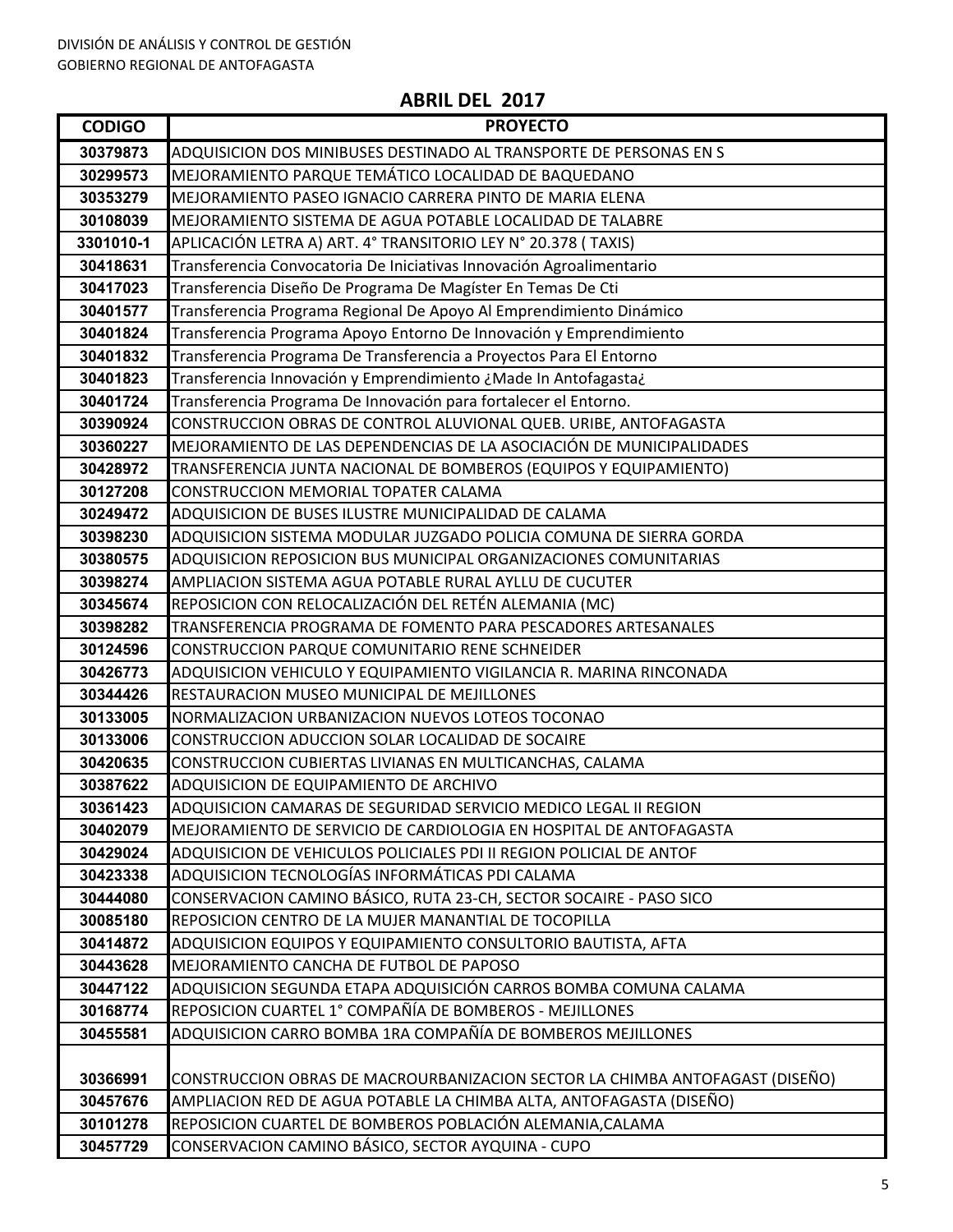DIVISIÓN DE ANÁLISIS Y CONTROL DE GESTIÓN
GOBIERNO REGIONAL DE ANTOFAGASTA

## ABRIL DEL 2017

| CODIGO | PROYECTO |
|---|---|
| 30379873 | ADQUISICION DOS MINIBUSES DESTINADO AL TRANSPORTE DE PERSONAS EN S |
| 30299573 | MEJORAMIENTO PARQUE TEMÁTICO LOCALIDAD DE BAQUEDANO |
| 30353279 | MEJORAMIENTO PASEO IGNACIO CARRERA PINTO DE MARIA ELENA |
| 30108039 | MEJORAMIENTO SISTEMA DE AGUA POTABLE LOCALIDAD DE TALABRE |
| 3301010-1 | APLICACIÓN LETRA A) ART. 4° TRANSITORIO LEY N° 20.378 ( TAXIS) |
| 30418631 | Transferencia Convocatoria De Iniciativas Innovación Agroalimentario |
| 30417023 | Transferencia Diseño De Programa De Magíster En Temas De Cti |
| 30401577 | Transferencia Programa Regional De Apoyo Al Emprendimiento Dinámico |
| 30401824 | Transferencia Programa Apoyo Entorno De Innovación y Emprendimiento |
| 30401832 | Transferencia Programa De Transferencia a Proyectos Para El Entorno |
| 30401823 | Transferencia Innovación y Emprendimiento ¿Made In Antofagasta¿ |
| 30401724 | Transferencia Programa De Innovación para fortalecer el Entorno. |
| 30390924 | CONSTRUCCION OBRAS DE CONTROL ALUVIONAL QUEB. URIBE, ANTOFAGASTA |
| 30360227 | MEJORAMIENTO DE LAS DEPENDENCIAS DE LA ASOCIACIÓN DE MUNICIPALIDADES |
| 30428972 | TRANSFERENCIA JUNTA NACIONAL DE BOMBEROS (EQUIPOS Y EQUIPAMIENTO) |
| 30127208 | CONSTRUCCION MEMORIAL TOPATER CALAMA |
| 30249472 | ADQUISICION DE BUSES ILUSTRE MUNICIPALIDAD DE CALAMA |
| 30398230 | ADQUISICION SISTEMA MODULAR JUZGADO POLICIA COMUNA DE SIERRA GORDA |
| 30380575 | ADQUISICION REPOSICION BUS MUNICIPAL ORGANIZACIONES COMUNITARIAS |
| 30398274 | AMPLIACION SISTEMA AGUA POTABLE RURAL AYLLU DE CUCUTER |
| 30345674 | REPOSICION CON RELOCALIZACIÓN DEL RETÉN ALEMANIA (MC) |
| 30398282 | TRANSFERENCIA PROGRAMA DE FOMENTO PARA PESCADORES ARTESANALES |
| 30124596 | CONSTRUCCION PARQUE COMUNITARIO RENE SCHNEIDER |
| 30426773 | ADQUISICION VEHICULO Y EQUIPAMIENTO VIGILANCIA R. MARINA RINCONADA |
| 30344426 | RESTAURACION MUSEO MUNICIPAL DE MEJILLONES |
| 30133005 | NORMALIZACION URBANIZACION NUEVOS LOTEOS TOCONAO |
| 30133006 | CONSTRUCCION ADUCCION SOLAR LOCALIDAD DE SOCAIRE |
| 30420635 | CONSTRUCCION CUBIERTAS LIVIANAS EN MULTICANCHAS, CALAMA |
| 30387622 | ADQUISICION DE EQUIPAMIENTO DE ARCHIVO |
| 30361423 | ADQUISICION CAMARAS DE SEGURIDAD SERVICIO MEDICO LEGAL II REGION |
| 30402079 | MEJORAMIENTO DE SERVICIO DE CARDIOLOGIA EN HOSPITAL DE ANTOFAGASTA |
| 30429024 | ADQUISICION DE VEHICULOS POLICIALES PDI II REGION POLICIAL DE ANTOF |
| 30423338 | ADQUISICION TECNOLOGÍAS INFORMÁTICAS PDI CALAMA |
| 30444080 | CONSERVACION CAMINO BÁSICO, RUTA 23-CH, SECTOR SOCAIRE - PASO SICO |
| 30085180 | REPOSICION CENTRO DE LA MUJER MANANTIAL DE TOCOPILLA |
| 30414872 | ADQUISICION EQUIPOS Y EQUIPAMIENTO CONSULTORIO BAUTISTA, AFTA |
| 30443628 | MEJORAMIENTO CANCHA DE FUTBOL DE PAPOSO |
| 30447122 | ADQUISICION SEGUNDA ETAPA ADQUISICIÓN CARROS BOMBA COMUNA CALAMA |
| 30168774 | REPOSICION CUARTEL 1° COMPAÑÍA DE BOMBEROS - MEJILLONES |
| 30455581 | ADQUISICION CARRO BOMBA 1RA COMPAÑÍA DE BOMBEROS MEJILLONES |
| 30366991 | CONSTRUCCION OBRAS DE MACROURBANIZACION SECTOR LA CHIMBA ANTOFAGAST (DISEÑO) |
| 30457676 | AMPLIACION RED DE AGUA POTABLE LA CHIMBA ALTA, ANTOFAGASTA (DISEÑO) |
| 30101278 | REPOSICION CUARTEL DE BOMBEROS POBLACIÓN ALEMANIA,CALAMA |
| 30457729 | CONSERVACION CAMINO BÁSICO, SECTOR AYQUINA - CUPO |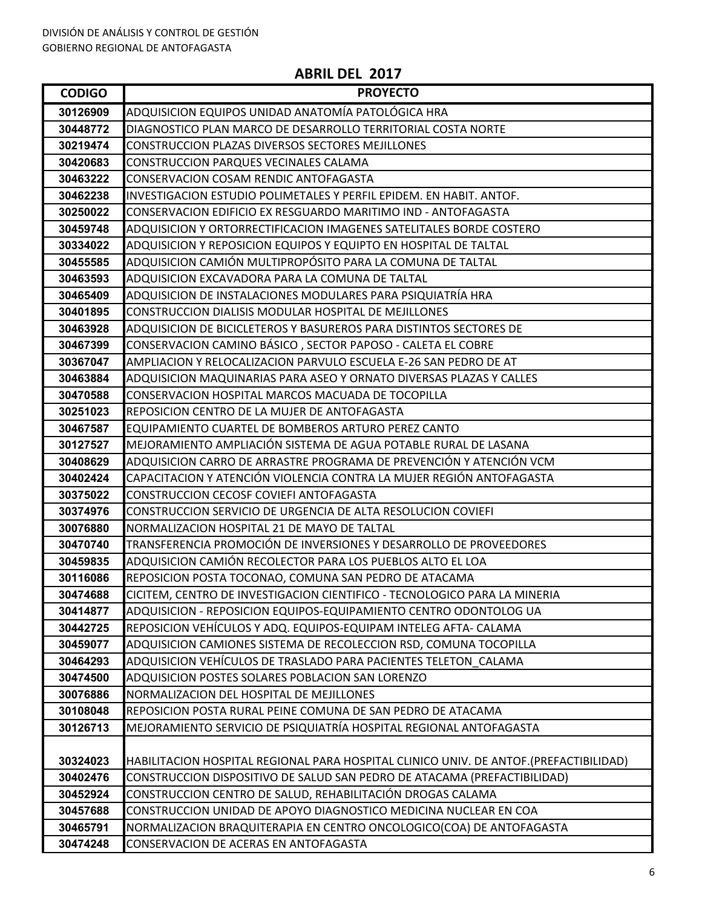DIVISIÓN DE ANÁLISIS Y CONTROL DE GESTIÓN
GOBIERNO REGIONAL DE ANTOFAGASTA

## ABRIL DEL 2017

| CODIGO | PROYECTO |
|---|---|
| 30126909 | ADQUISICION EQUIPOS UNIDAD ANATOMÍA PATOLÓGICA HRA |
| 30448772 | DIAGNOSTICO PLAN MARCO DE DESARROLLO TERRITORIAL COSTA NORTE |
| 30219474 | CONSTRUCCION PLAZAS DIVERSOS SECTORES MEJILLONES |
| 30420683 | CONSTRUCCION PARQUES VECINALES CALAMA |
| 30463222 | CONSERVACION COSAM RENDIC ANTOFAGASTA |
| 30462238 | INVESTIGACION ESTUDIO POLIMETALES Y PERFIL EPIDEM. EN HABIT. ANTOF. |
| 30250022 | CONSERVACION EDIFICIO EX RESGUARDO MARITIMO IND - ANTOFAGASTA |
| 30459748 | ADQUISICION Y ORTORRECTIFICACION IMAGENES SATELITALES BORDE COSTERO |
| 30334022 | ADQUISICION Y REPOSICION EQUIPOS Y EQUIPTO EN HOSPITAL DE TALTAL |
| 30455585 | ADQUISICION CAMIÓN MULTIPROPÓSITO PARA LA COMUNA DE TALTAL |
| 30463593 | ADQUISICION EXCAVADORA PARA LA COMUNA DE TALTAL |
| 30465409 | ADQUISICION DE INSTALACIONES MODULARES PARA PSIQUIATRÍA HRA |
| 30401895 | CONSTRUCCION DIALISIS MODULAR HOSPITAL DE MEJILLONES |
| 30463928 | ADQUISICION DE BICICLETEROS Y BASUREROS PARA DISTINTOS SECTORES DE |
| 30467399 | CONSERVACION CAMINO BÁSICO , SECTOR PAPOSO - CALETA EL COBRE |
| 30367047 | AMPLIACION Y RELOCALIZACION PARVULO ESCUELA E-26 SAN PEDRO DE AT |
| 30463884 | ADQUISICION MAQUINARIAS PARA ASEO Y ORNATO DIVERSAS PLAZAS Y CALLES |
| 30470588 | CONSERVACION HOSPITAL MARCOS MACUADA DE TOCOPILLA |
| 30251023 | REPOSICION CENTRO DE LA MUJER DE ANTOFAGASTA |
| 30467587 | EQUIPAMIENTO CUARTEL DE BOMBEROS ARTURO PEREZ CANTO |
| 30127527 | MEJORAMIENTO AMPLIACIÓN SISTEMA DE AGUA POTABLE RURAL DE LASANA |
| 30408629 | ADQUISICION CARRO DE ARRASTRE PROGRAMA DE PREVENCIÓN Y ATENCIÓN VCM |
| 30402424 | CAPACITACION Y ATENCIÓN VIOLENCIA CONTRA LA MUJER REGIÓN ANTOFAGASTA |
| 30375022 | CONSTRUCCION CECOSF COVIEFI ANTOFAGASTA |
| 30374976 | CONSTRUCCION SERVICIO DE URGENCIA DE ALTA RESOLUCION COVIEFI |
| 30076880 | NORMALIZACION HOSPITAL 21 DE MAYO DE TALTAL |
| 30470740 | TRANSFERENCIA PROMOCIÓN DE INVERSIONES Y DESARROLLO DE PROVEEDORES |
| 30459835 | ADQUISICION CAMIÓN RECOLECTOR PARA LOS PUEBLOS ALTO EL LOA |
| 30116086 | REPOSICION POSTA TOCONAO, COMUNA SAN PEDRO DE ATACAMA |
| 30474688 | CICITEM, CENTRO DE INVESTIGACION CIENTIFICO - TECNOLOGICO PARA LA MINERIA |
| 30414877 | ADQUISICION - REPOSICION EQUIPOS-EQUIPAMIENTO CENTRO ODONTOLOG UA |
| 30442725 | REPOSICION VEHÍCULOS Y ADQ. EQUIPOS-EQUIPAM INTELEG AFTA- CALAMA |
| 30459077 | ADQUISICION CAMIONES SISTEMA DE RECOLECCION RSD, COMUNA TOCOPILLA |
| 30464293 | ADQUISICION VEHÍCULOS DE TRASLADO PARA PACIENTES TELETON_CALAMA |
| 30474500 | ADQUISICION POSTES SOLARES POBLACION SAN LORENZO |
| 30076886 | NORMALIZACION DEL HOSPITAL DE MEJILLONES |
| 30108048 | REPOSICION POSTA RURAL PEINE COMUNA DE SAN PEDRO DE ATACAMA |
| 30126713 | MEJORAMIENTO SERVICIO DE PSIQUIATRÍA HOSPITAL REGIONAL ANTOFAGASTA |
| 30324023 | HABILITACION HOSPITAL REGIONAL PARA HOSPITAL CLINICO UNIV. DE ANTOF.(PREFACTIBILIDAD) |
| 30402476 | CONSTRUCCION DISPOSITIVO DE SALUD SAN PEDRO DE ATACAMA (PREFACTIBILIDAD) |
| 30452924 | CONSTRUCCION CENTRO DE SALUD, REHABILITACIÓN DROGAS CALAMA |
| 30457688 | CONSTRUCCION UNIDAD DE APOYO DIAGNOSTICO MEDICINA NUCLEAR EN COA |
| 30465791 | NORMALIZACION BRAQUITERAPIA EN CENTRO ONCOLOGICO(COA) DE ANTOFAGASTA |
| 30474248 | CONSERVACION DE ACERAS EN ANTOFAGASTA |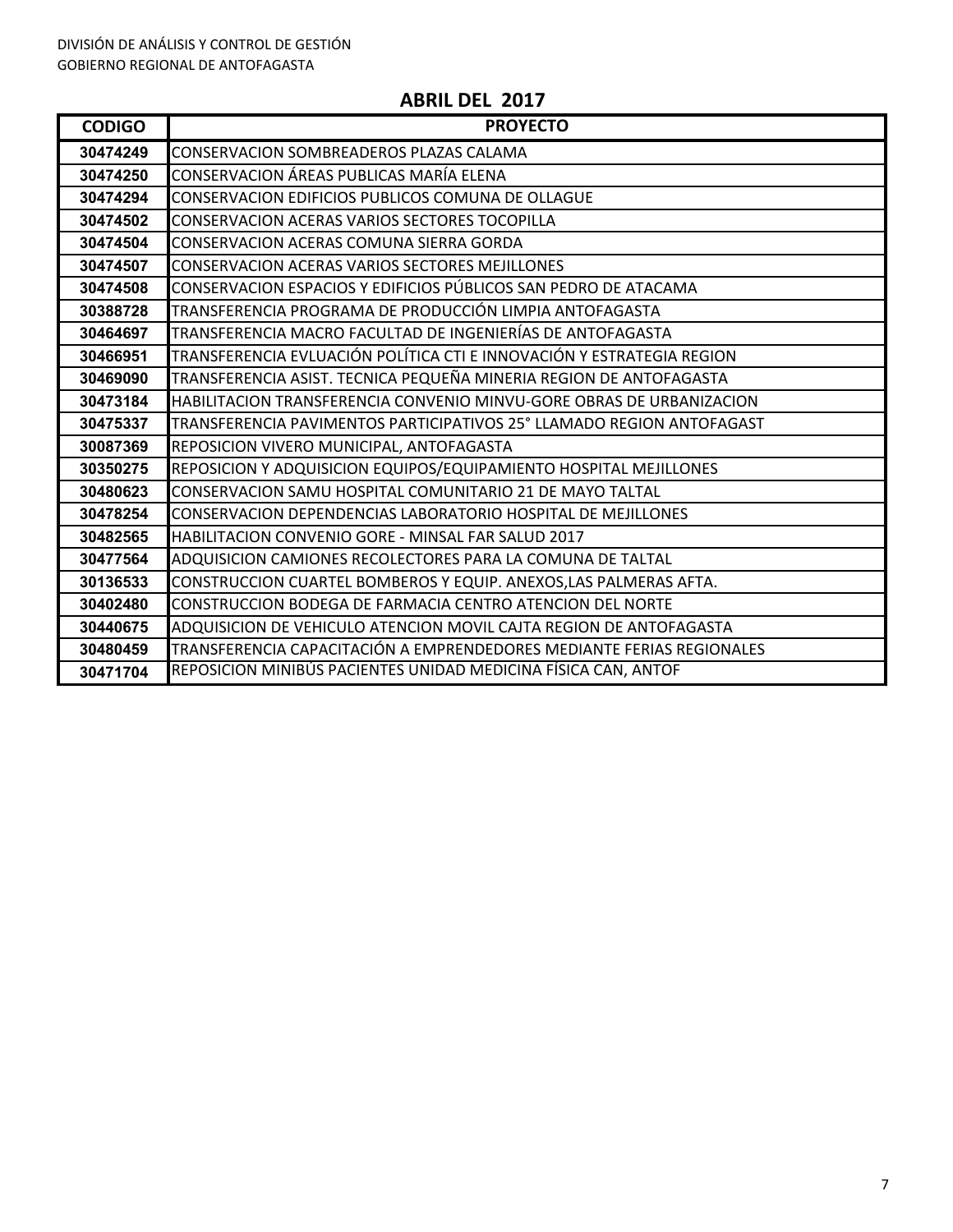DIVISIÓN DE ANÁLISIS Y CONTROL DE GESTIÓN
GOBIERNO REGIONAL DE ANTOFAGASTA

## ABRIL DEL 2017

| CODIGO | PROYECTO |
|---|---|
| 30474249 | CONSERVACION SOMBREADEROS PLAZAS CALAMA |
| 30474250 | CONSERVACION ÁREAS PUBLICAS MARÍA ELENA |
| 30474294 | CONSERVACION EDIFICIOS PUBLICOS COMUNA DE OLLAGUE |
| 30474502 | CONSERVACION ACERAS VARIOS SECTORES TOCOPILLA |
| 30474504 | CONSERVACION ACERAS COMUNA SIERRA GORDA |
| 30474507 | CONSERVACION ACERAS VARIOS SECTORES MEJILLONES |
| 30474508 | CONSERVACION ESPACIOS Y EDIFICIOS PÚBLICOS SAN PEDRO DE ATACAMA |
| 30388728 | TRANSFERENCIA PROGRAMA DE PRODUCCIÓN LIMPIA ANTOFAGASTA |
| 30464697 | TRANSFERENCIA MACRO FACULTAD DE INGENIERÍAS DE ANTOFAGASTA |
| 30466951 | TRANSFERENCIA EVLUACIÓN POLÍTICA CTI E INNOVACIÓN Y ESTRATEGIA REGION |
| 30469090 | TRANSFERENCIA ASIST. TECNICA PEQUEÑA MINERIA REGION DE ANTOFAGASTA |
| 30473184 | HABILITACION TRANSFERENCIA CONVENIO MINVU-GORE OBRAS DE URBANIZACION |
| 30475337 | TRANSFERENCIA PAVIMENTOS PARTICIPATIVOS 25° LLAMADO REGION ANTOFAGAST |
| 30087369 | REPOSICION VIVERO MUNICIPAL, ANTOFAGASTA |
| 30350275 | REPOSICION Y ADQUISICION EQUIPOS/EQUIPAMIENTO HOSPITAL MEJILLONES |
| 30480623 | CONSERVACION SAMU HOSPITAL COMUNITARIO 21 DE MAYO TALTAL |
| 30478254 | CONSERVACION DEPENDENCIAS LABORATORIO HOSPITAL DE MEJILLONES |
| 30482565 | HABILITACION CONVENIO GORE - MINSAL FAR SALUD 2017 |
| 30477564 | ADQUISICION CAMIONES RECOLECTORES PARA LA COMUNA DE TALTAL |
| 30136533 | CONSTRUCCION CUARTEL BOMBEROS Y EQUIP. ANEXOS,LAS PALMERAS AFTA. |
| 30402480 | CONSTRUCCION BODEGA DE FARMACIA CENTRO ATENCION DEL NORTE |
| 30440675 | ADQUISICION DE VEHICULO ATENCION MOVIL CAJTA REGION DE ANTOFAGASTA |
| 30480459 | TRANSFERENCIA CAPACITACIÓN A EMPRENDEDORES MEDIANTE FERIAS REGIONALES |
| 30471704 | REPOSICION MINIBÚS PACIENTES UNIDAD MEDICINA FÍSICA CAN, ANTOF |